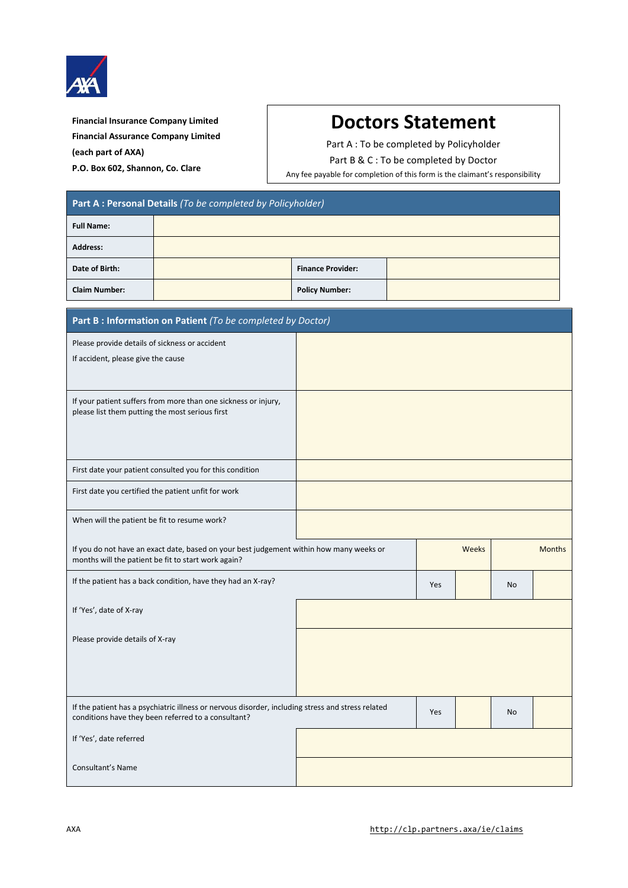**Financial Insurance Company Limited**

**Financial Assurance Company Limited**

**(each part of AXA)**

**P.O. Box 602, Shannon, Co. Clare**

# Doctors Statement

Part A : To be completed by Policyholder

Part B & C : To be completed by Doctor

Any fee payable for completion of this form is the claimant's responsibility

| **Part A : Personal Details** *(To be completed by Policyholder)* | | | |
|---|---|---|---|
| **Full Name:** | | | |
| **Address:** | | | |
| **Date of Birth:** | | **Finance Provider:** | |
| **Claim Number:** | | **Policy Number:** | |

| **Part B : Information on Patient** *(To be completed by Doctor)* | | | | |
|---|---|---|---|---|
| Please provide details of sickness or accident<br>If accident, please give the cause | | | | |
| If your patient suffers from more than one sickness or injury, please list them putting the most serious first | | | | |
| First date your patient consulted you for this condition | | | | |
| First date you certified the patient unfit for work | | | | |
| When will the patient be fit to resume work? | | | | |
| If you do not have an exact date, based on your best judgement within how many weeks or months will the patient be fit to start work again? | Weeks | | Months | |
| If the patient has a back condition, have they had an X-ray? | Yes | | No | |
| If 'Yes', date of X-ray | | | | |
| Please provide details of X-ray | | | | |
| If the patient has a psychiatric illness or nervous disorder, including stress and stress related conditions have they been referred to a consultant? | Yes | | No | |
| If 'Yes', date referred | | | | |
| Consultant's Name | | | | |

AXA

http://clp.partners.axa/ie/claims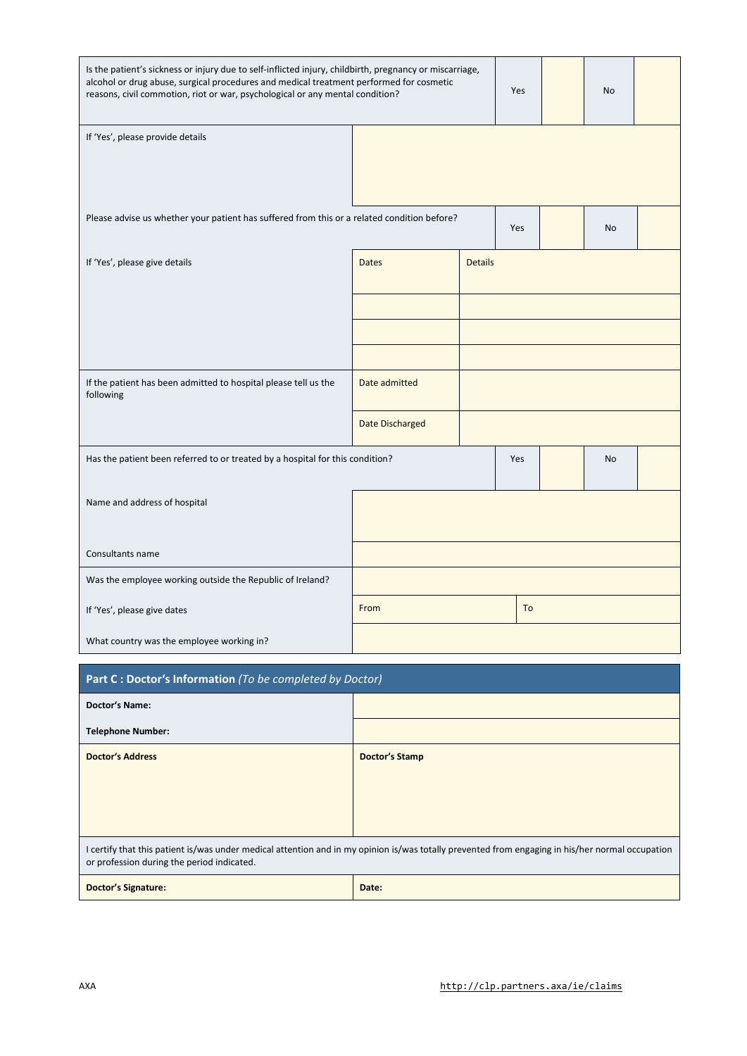| | | | | |
|---|---|---|---|---|
| Is the patient's sickness or injury due to self-inflicted injury, childbirth, pregnancy or miscarriage, alcohol or drug abuse, surgical procedures and medical treatment performed for cosmetic reasons, civil commotion, riot or war, psychological or any mental condition? | Yes | | No | |
| If 'Yes', please provide details | | | | |

| | | | | |
|---|---|---|---|---|
| Please advise us whether your patient has suffered from this or a related condition before? | Yes | | No | |

| | | |
|---|---|---|
| If 'Yes', please give details | Dates | Details |
| | | |
| | | |
| | | |
| If the patient has been admitted to hospital please tell us the following | Date admitted | |
| | Date Discharged | |

| | | | | |
|---|---|---|---|---|
| Has the patient been referred to or treated by a hospital for this condition? | Yes | | No | |

| | | |
|---|---|---|
| Name and address of hospital | | |
| Consultants name | | |
| Was the employee working outside the Republic of Ireland? | | |
| If 'Yes', please give dates | From | To |
| What country was the employee working in? | | |

## Part C : Doctor's Information *(To be completed by Doctor)*

| | |
|---|---|
| **Doctor's Name:** | |
| **Telephone Number:** | |
| **Doctor's Address** | **Doctor's Stamp** |

I certify that this patient is/was under medical attention and in my opinion is/was totally prevented from engaging in his/her normal occupation or profession during the period indicated.

| | |
|---|---|
| **Doctor's Signature:** | **Date:** |

AXA http://clp.partners.axa/ie/claims